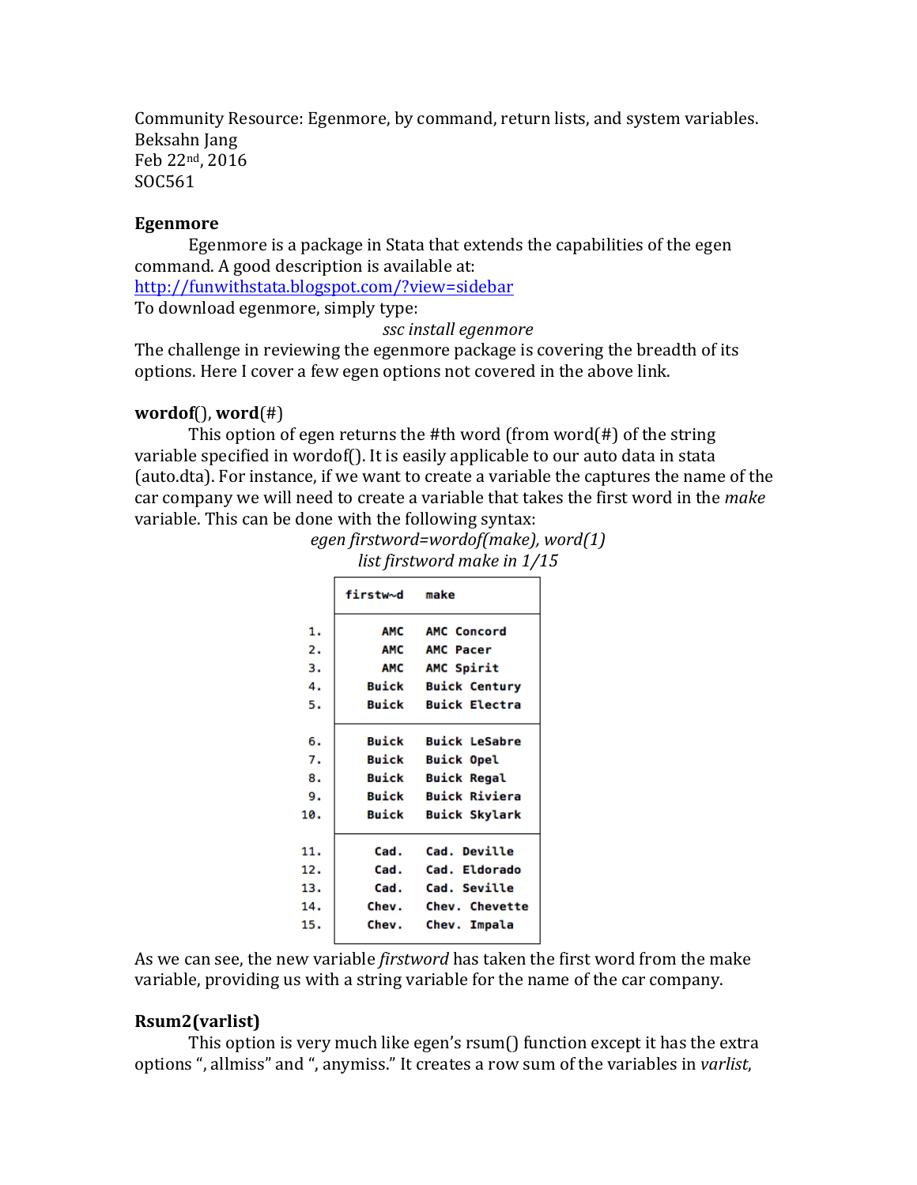Community Resource: Egenmore, by command, return lists, and system variables.
Beksahn Jang
Feb 22nd, 2016
SOC561

**Egenmore**

Egenmore is a package in Stata that extends the capabilities of the egen command. A good description is available at:
http://funwithstata.blogspot.com/?view=sidebar
To download egenmore, simply type:

*ssc install egenmore*

The challenge in reviewing the egenmore package is covering the breadth of its options. Here I cover a few egen options not covered in the above link.

**wordof**(), **word**(#)

This option of egen returns the #th word (from word(#) of the string variable specified in wordof(). It is easily applicable to our auto data in stata (auto.dta). For instance, if we want to create a variable the captures the name of the car company we will need to create a variable that takes the first word in the *make* variable. This can be done with the following syntax:

*egen firstword=wordof(make), word(1)*
*list firstword make in 1/15*

| | firstw~d | make |
|---|---|---|
| 1. | AMC | AMC Concord |
| 2. | AMC | AMC Pacer |
| 3. | AMC | AMC Spirit |
| 4. | Buick | Buick Century |
| 5. | Buick | Buick Electra |
| 6. | Buick | Buick LeSabre |
| 7. | Buick | Buick Opel |
| 8. | Buick | Buick Regal |
| 9. | Buick | Buick Riviera |
| 10. | Buick | Buick Skylark |
| 11. | Cad. | Cad. Deville |
| 12. | Cad. | Cad. Eldorado |
| 13. | Cad. | Cad. Seville |
| 14. | Chev. | Chev. Chevette |
| 15. | Chev. | Chev. Impala |

As we can see, the new variable *firstword* has taken the first word from the make variable, providing us with a string variable for the name of the car company.

**Rsum2(varlist)**

This option is very much like egen's rsum() function except it has the extra options ", allmiss" and ", anymiss." It creates a row sum of the variables in *varlist*,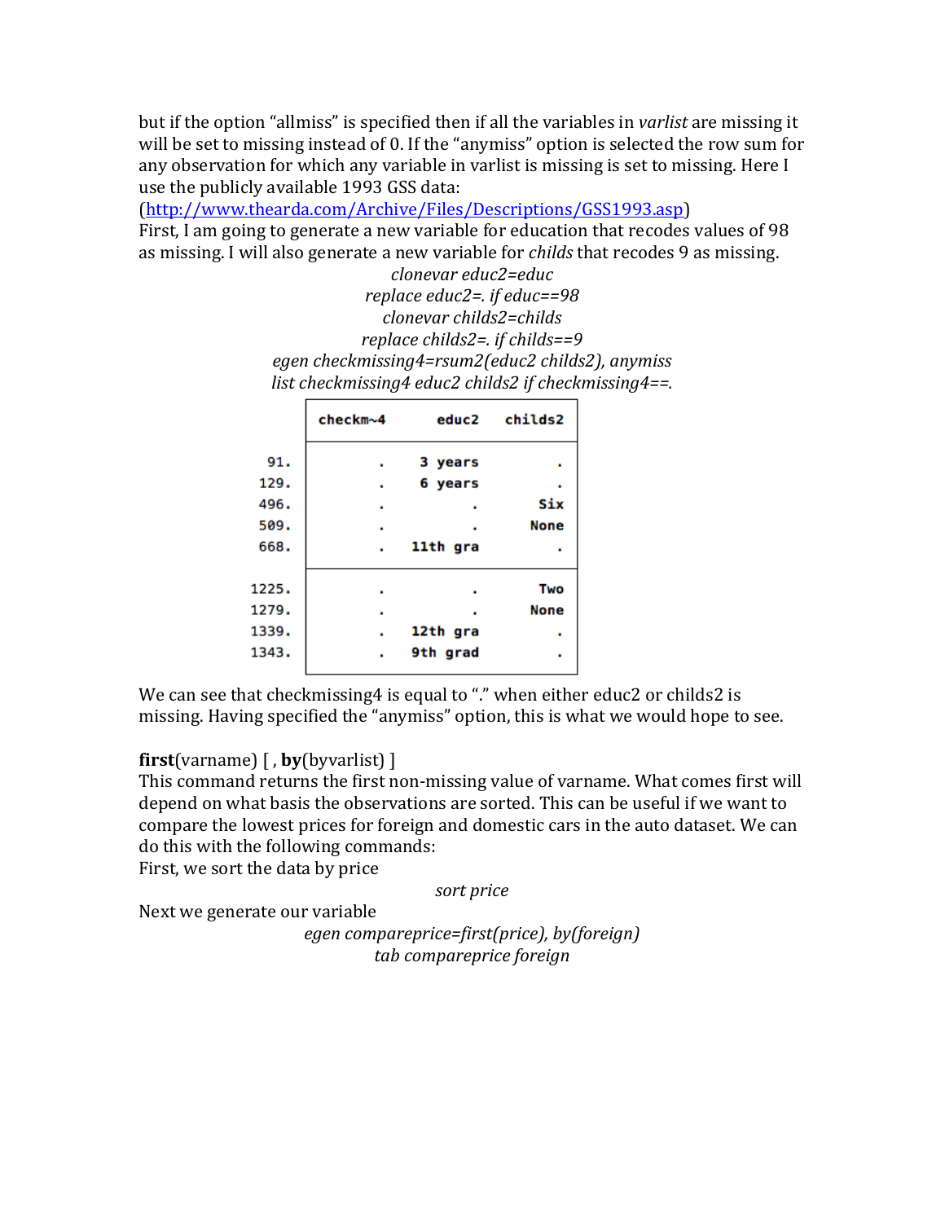but if the option "allmiss" is specified then if all the variables in *varlist* are missing it will be set to missing instead of 0. If the "anymiss" option is selected the row sum for any observation for which any variable in varlist is missing is set to missing. Here I use the publicly available 1993 GSS data: (http://www.thearda.com/Archive/Files/Descriptions/GSS1993.asp)

First, I am going to generate a new variable for education that recodes values of 98 as missing. I will also generate a new variable for *childs* that recodes 9 as missing.

```
clonevar educ2=educ
replace educ2=. if educ==98
clonevar childs2=childs
replace childs2=. if childs==9
egen checkmissing4=rsum2(educ2 childs2), anymiss
list checkmissing4 educ2 childs2 if checkmissing4==.
```

| | checkm~4 | educ2 | childs2 |
|---|---|---|---|
| 91. | . | 3 years | . |
| 129. | . | 6 years | . |
| 496. | . | . | Six |
| 509. | . | . | None |
| 668. | . | 11th gra | . |
| 1225. | . | . | Two |
| 1279. | . | . | None |
| 1339. | . | 12th gra | . |
| 1343. | . | 9th grad | . |

We can see that checkmissing4 is equal to "." when either educ2 or childs2 is missing. Having specified the "anymiss" option, this is what we would hope to see.

**first**(varname) [ , **by**(byvarlist) ]

This command returns the first non-missing value of varname. What comes first will depend on what basis the observations are sorted. This can be useful if we want to compare the lowest prices for foreign and domestic cars in the auto dataset. We can do this with the following commands:

First, we sort the data by price

```
sort price
```

Next we generate our variable

```
egen compareprice=first(price), by(foreign)
tab compareprice foreign
```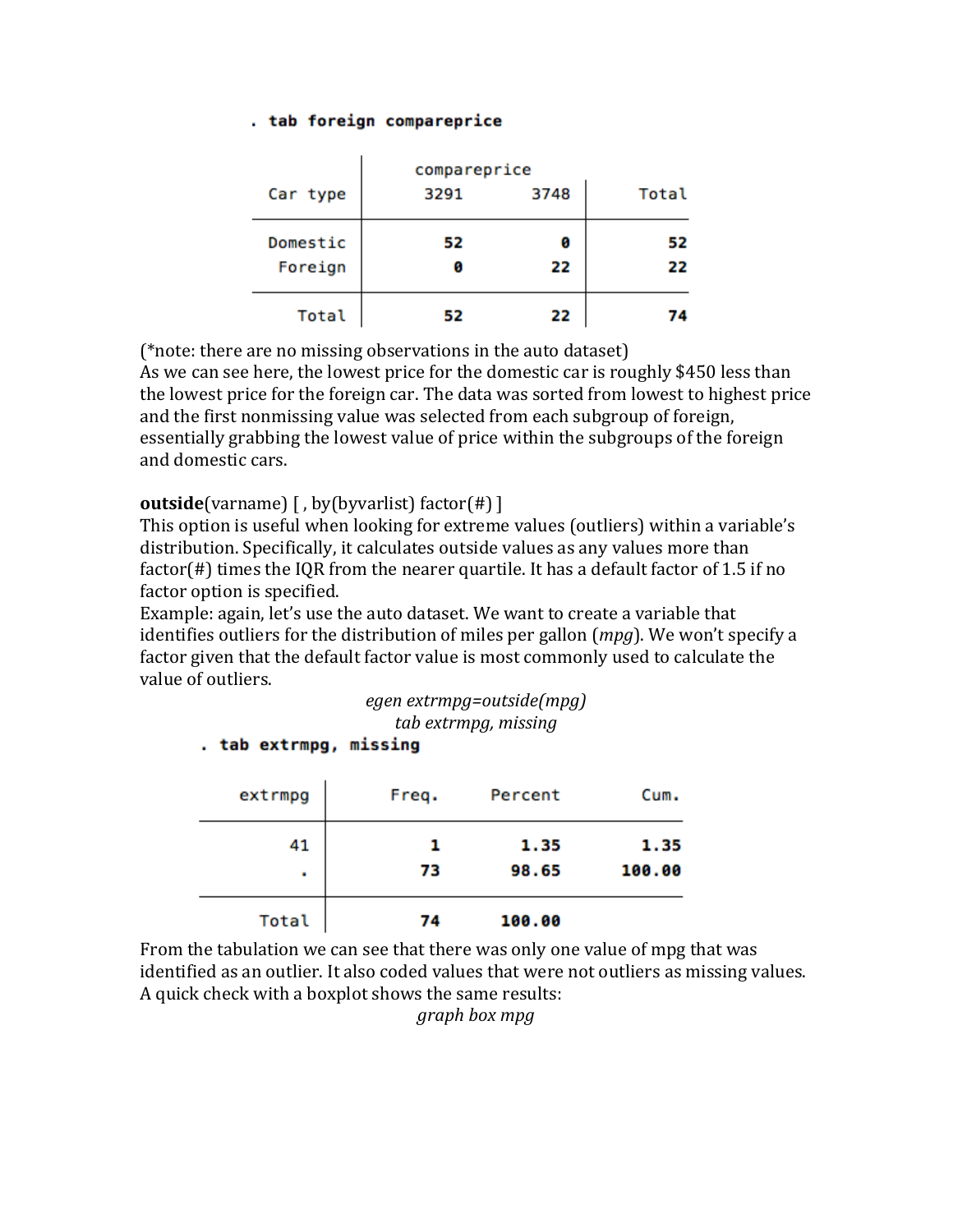```
. tab foreign compareprice
```

| Car type | compareprice 3291 | 3748 | Total |
|---|---|---|---|
| Domestic | 52 | 0 | 52 |
| Foreign | 0 | 22 | 22 |
| Total | 52 | 22 | 74 |

(*note: there are no missing observations in the auto dataset)
As we can see here, the lowest price for the domestic car is roughly $450 less than the lowest price for the foreign car. The data was sorted from lowest to highest price and the first nonmissing value was selected from each subgroup of foreign, essentially grabbing the lowest value of price within the subgroups of the foreign and domestic cars.

**outside**(varname) [ , by(byvarlist) factor(#) ]
This option is useful when looking for extreme values (outliers) within a variable's distribution. Specifically, it calculates outside values as any values more than factor(#) times the IQR from the nearer quartile. It has a default factor of 1.5 if no factor option is specified.
Example: again, let's use the auto dataset. We want to create a variable that identifies outliers for the distribution of miles per gallon (*mpg*). We won't specify a factor given that the default factor value is most commonly used to calculate the value of outliers.

*egen extrmpg=outside(mpg)*
*tab extrmpg, missing*

```
. tab extrmpg, missing
```

| extrmpg | Freq. | Percent | Cum. |
|---|---|---|---|
| 41 | 1 | 1.35 | 1.35 |
| . | 73 | 98.65 | 100.00 |
| Total | 74 | 100.00 | |

From the tabulation we can see that there was only one value of mpg that was identified as an outlier. It also coded values that were not outliers as missing values. A quick check with a boxplot shows the same results:

*graph box mpg*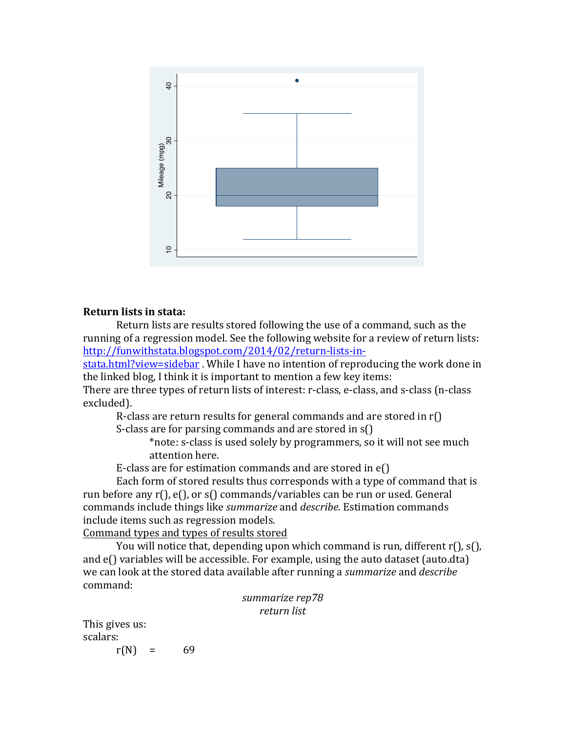**Return lists in stata:**

Return lists are results stored following the use of a command, such as the running of a regression model. See the following website for a review of return lists: [http://funwithstata.blogspot.com/2014/02/return-lists-in-stata.html?view=sidebar](http://funwithstata.blogspot.com/2014/02/return-lists-in-stata.html?view=sidebar) . While I have no intention of reproducing the work done in the linked blog, I think it is important to mention a few key items:

There are three types of return lists of interest: r-class, e-class, and s-class (n-class excluded).

R-class are return results for general commands and are stored in r()

S-class are for parsing commands and are stored in s()

*note: s-class is used solely by programmers, so it will not see much attention here.

E-class are for estimation commands and are stored in e()

Each form of stored results thus corresponds with a type of command that is run before any r(), e(), or s() commands/variables can be run or used. General commands include things like *summarize* and *describe.* Estimation commands include items such as regression models.

<u>Command types and types of results stored</u>

You will notice that, depending upon which command is run, different r(), s(), and e() variables will be accessible. For example, using the auto dataset (auto.dta) we can look at the stored data available after running a *summarize* and *describe* command:

```
summarize rep78
return list
```

This gives us:

scalars:

r(N) = 69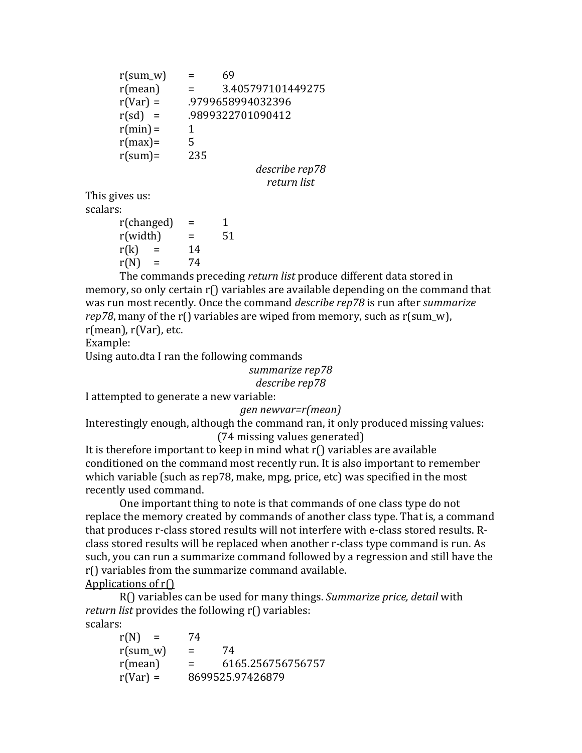```
r(sum_w)    =    69
r(mean)     =    3.405797101449275
r(Var)  =   .9799658994032396
r(sd)   =   .9899322701090412
r(min) =    1
r(max)=     5
r(sum)=     235
```

*describe rep78*
*return list*

This gives us:

scalars:

```
r(changed)  =   1
r(width)    =   51
r(k)    =   14
r(N)    =   74
```

The commands preceding *return list* produce different data stored in memory, so only certain r() variables are available depending on the command that was run most recently. Once the command *describe rep78* is run after *summarize rep78*, many of the r() variables are wiped from memory, such as r(sum_w), r(mean), r(Var), etc.

Example:

Using auto.dta I ran the following commands

*summarize rep78*
*describe rep78*

I attempted to generate a new variable:

*gen newvar=r(mean)*

Interestingly enough, although the command ran, it only produced missing values:

(74 missing values generated)

It is therefore important to keep in mind what r() variables are available conditioned on the command most recently run. It is also important to remember which variable (such as rep78, make, mpg, price, etc) was specified in the most recently used command.

One important thing to note is that commands of one class type do not replace the memory created by commands of another class type. That is, a command that produces r-class stored results will not interfere with e-class stored results. R-class stored results will be replaced when another r-class type command is run. As such, you can run a summarize command followed by a regression and still have the r() variables from the summarize command available.

<u>Applications of r()</u>

R() variables can be used for many things. *Summarize price, detail* with *return list* provides the following r() variables:

scalars:

```
r(N)    =   74
r(sum_w)    =   74
r(mean)     =   6165.256756756757
r(Var)  =   8699525.97426879
```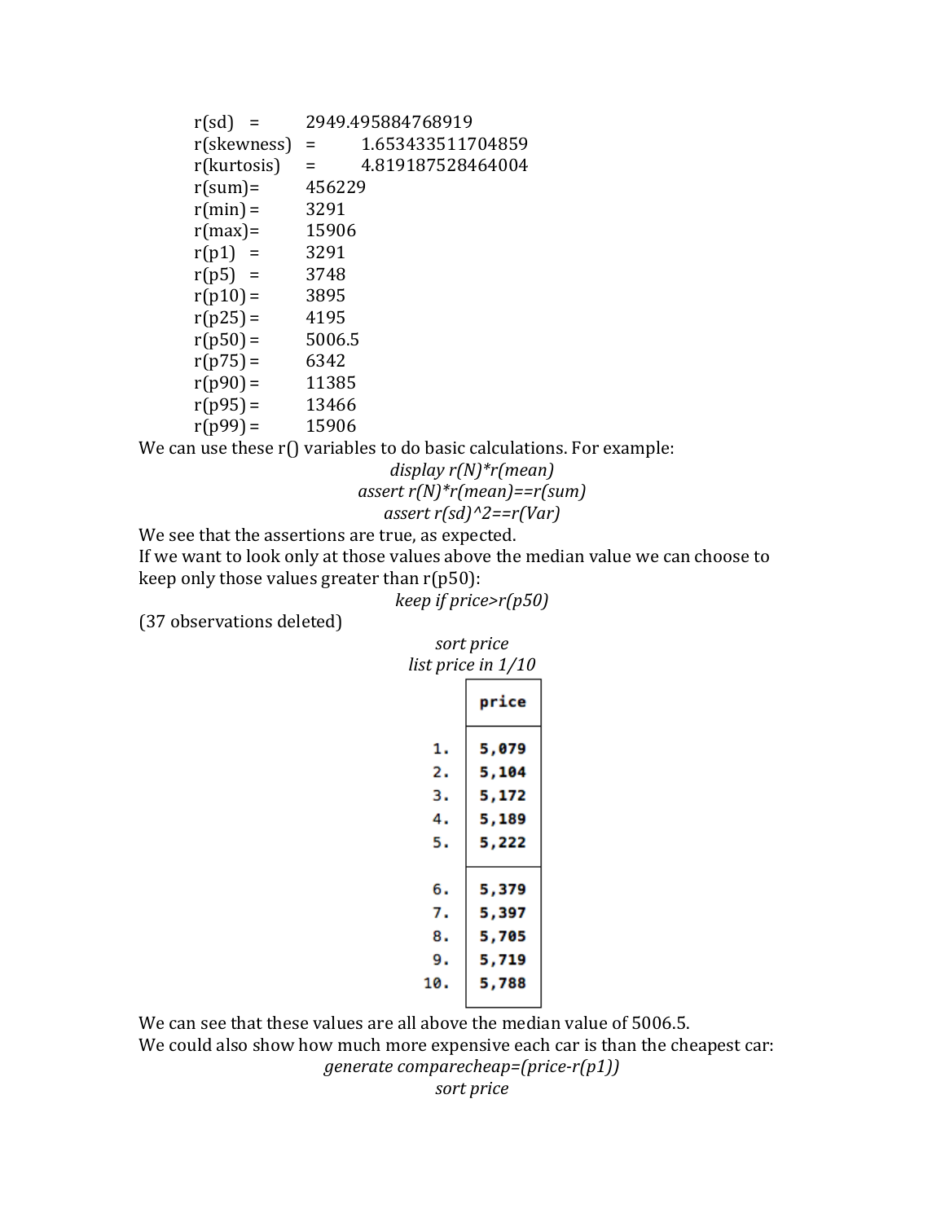```
r(sd)        =  2949.495884768919
r(skewness)  =  1.653433511704859
r(kurtosis)  =  4.819187528464004
r(sum)=         456229
r(min) =        3291
r(max)=         15906
r(p1)   =       3291
r(p5)   =       3748
r(p10) =        3895
r(p25) =        4195
r(p50) =        5006.5
r(p75) =        6342
r(p90) =        11385
r(p95) =        13466
r(p99) =        15906
```

We can use these r() variables to do basic calculations. For example:

*display r(N)*r(mean)*

*assert r(N)*r(mean)==r(sum)*

*assert r(sd)^2==r(Var)*

We see that the assertions are true, as expected.

If we want to look only at those values above the median value we can choose to keep only those values greater than r(p50):

*keep if price>r(p50)*

(37 observations deleted)

*sort price*

*list price in 1/10*

| | price |
|---|---|
| 1. | 5,079 |
| 2. | 5,104 |
| 3. | 5,172 |
| 4. | 5,189 |
| 5. | 5,222 |
| 6. | 5,379 |
| 7. | 5,397 |
| 8. | 5,705 |
| 9. | 5,719 |
| 10. | 5,788 |

We can see that these values are all above the median value of 5006.5.

We could also show how much more expensive each car is than the cheapest car:

*generate comparecheap=(price-r(p1))*

*sort price*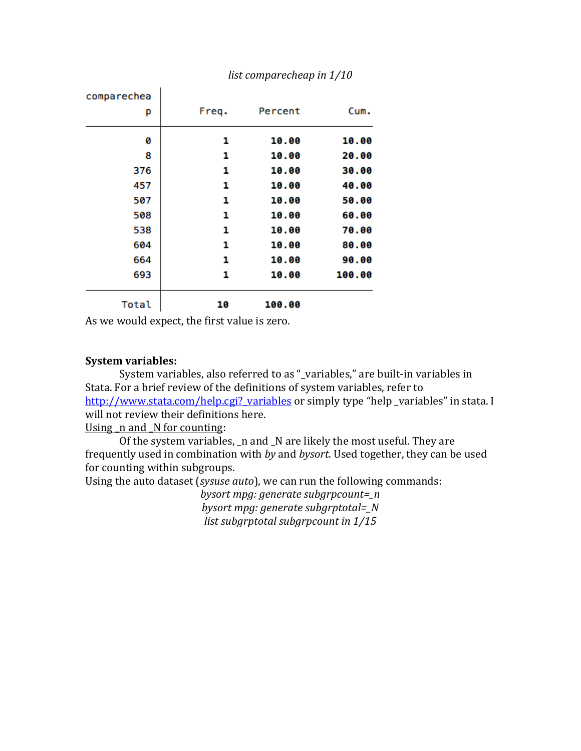*list comparecheap in 1/10*

| comparecheap | Freq. | Percent | Cum. |
|---|---|---|---|
| 0 | 1 | 10.00 | 10.00 |
| 8 | 1 | 10.00 | 20.00 |
| 376 | 1 | 10.00 | 30.00 |
| 457 | 1 | 10.00 | 40.00 |
| 507 | 1 | 10.00 | 50.00 |
| 508 | 1 | 10.00 | 60.00 |
| 538 | 1 | 10.00 | 70.00 |
| 604 | 1 | 10.00 | 80.00 |
| 664 | 1 | 10.00 | 90.00 |
| 693 | 1 | 10.00 | 100.00 |
| Total | 10 | 100.00 | |

As we would expect, the first value is zero.

**System variables:**

System variables, also referred to as "_variables," are built-in variables in Stata. For a brief review of the definitions of system variables, refer to [http://www.stata.com/help.cgi?_variables](http://www.stata.com/help.cgi?_variables) or simply type "help _variables" in stata. I will not review their definitions here.

Using _n and _N for counting:

Of the system variables, _n and _N are likely the most useful. They are frequently used in combination with *by* and *bysort*. Used together, they can be used for counting within subgroups.

Using the auto dataset (*sysuse auto*), we can run the following commands:

```
bysort mpg: generate subgrpcount=_n
bysort mpg: generate subgrptotal=_N
list subgrptotal subgrpcount in 1/15
```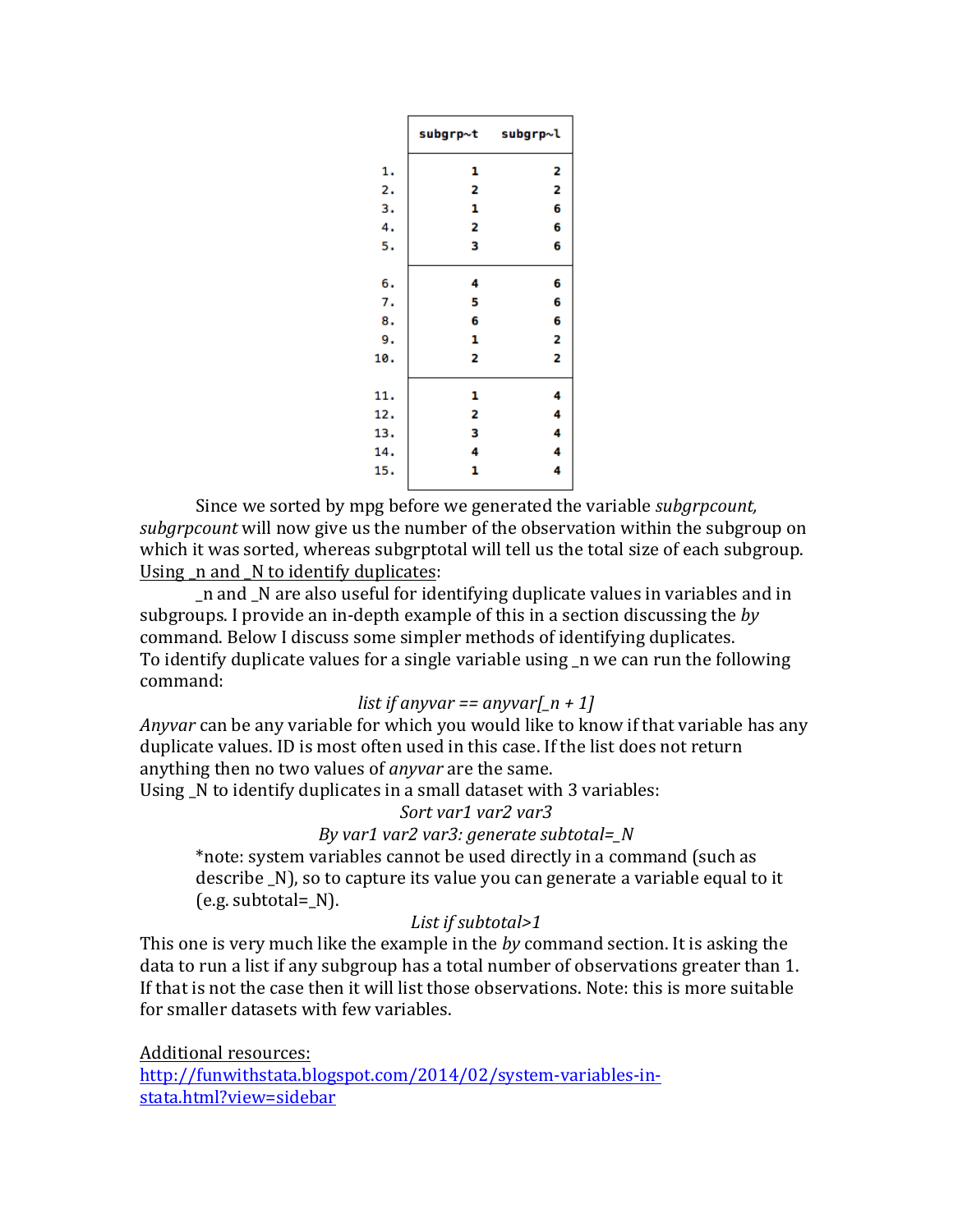|  | subgrp~t | subgrp~l |
|---|---|---|
| 1. | 1 | 2 |
| 2. | 2 | 2 |
| 3. | 1 | 6 |
| 4. | 2 | 6 |
| 5. | 3 | 6 |
| 6. | 4 | 6 |
| 7. | 5 | 6 |
| 8. | 6 | 6 |
| 9. | 1 | 2 |
| 10. | 2 | 2 |
| 11. | 1 | 4 |
| 12. | 2 | 4 |
| 13. | 3 | 4 |
| 14. | 4 | 4 |
| 15. | 1 | 4 |

Since we sorted by mpg before we generated the variable *subgrpcount, subgrpcount* will now give us the number of the observation within the subgroup on which it was sorted, whereas subgrptotal will tell us the total size of each subgroup.

Using _n and _N to identify duplicates:

_n and _N are also useful for identifying duplicate values in variables and in subgroups. I provide an in-depth example of this in a section discussing the *by* command. Below I discuss some simpler methods of identifying duplicates.

To identify duplicate values for a single variable using _n we can run the following command:

*list if anyvar == anyvar[_n + 1]*

*Anyvar* can be any variable for which you would like to know if that variable has any duplicate values. ID is most often used in this case. If the list does not return anything then no two values of *anyvar* are the same.

Using _N to identify duplicates in a small dataset with 3 variables:

*Sort var1 var2 var3*

*By var1 var2 var3: generate subtotal=_N*

*note: system variables cannot be used directly in a command (such as describe _N), so to capture its value you can generate a variable equal to it (e.g. subtotal=_N).

*List if subtotal>1*

This one is very much like the example in the *by* command section. It is asking the data to run a list if any subgroup has a total number of observations greater than 1. If that is not the case then it will list those observations. Note: this is more suitable for smaller datasets with few variables.

Additional resources:

http://funwithstata.blogspot.com/2014/02/system-variables-in-stata.html?view=sidebar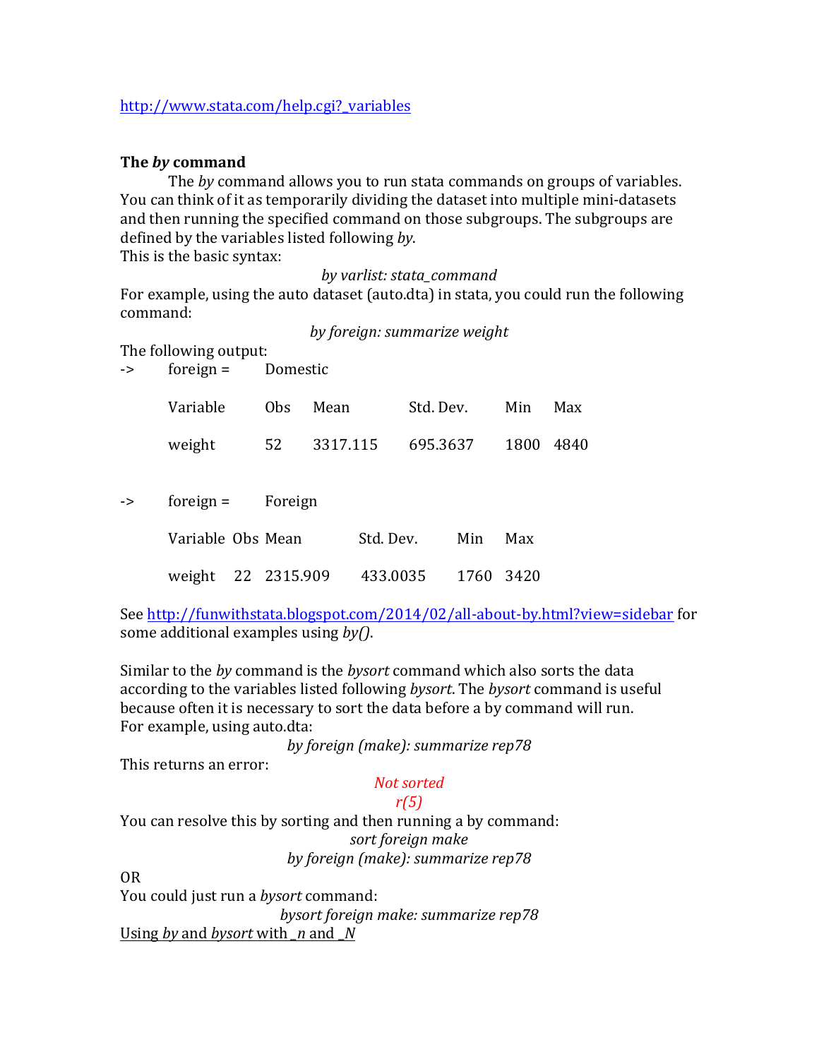http://www.stata.com/help.cgi?_variables

### The *by* command

The *by* command allows you to run stata commands on groups of variables. You can think of it as temporarily dividing the dataset into multiple mini-datasets and then running the specified command on those subgroups. The subgroups are defined by the variables listed following *by*.

This is the basic syntax:

*by varlist: stata_command*

For example, using the auto dataset (auto.dta) in stata, you could run the following command:

*by foreign: summarize weight*

The following output:

```
->      foreign =       Domestic

        Variable        Obs     Mean            Std. Dev.       Min     Max

        weight          52      3317.115        695.3637        1800    4840


->      foreign =       Foreign

        Variable  Obs Mean            Std. Dev.       Min     Max

        weight    22  2315.909        433.0035        1760    3420
```

See http://funwithstata.blogspot.com/2014/02/all-about-by.html?view=sidebar for some additional examples using *by()*.

Similar to the *by* command is the *bysort* command which also sorts the data according to the variables listed following *bysort*. The *bysort* command is useful because often it is necessary to sort the data before a by command will run.

For example, using auto.dta:

*by foreign (make): summarize rep78*

This returns an error:

*Not sorted*
*r(5)*

You can resolve this by sorting and then running a by command:

*sort foreign make*
*by foreign (make): summarize rep78*

OR

You could just run a *bysort* command:

*bysort foreign make: summarize rep78*

Using *by* and *bysort* with *_n* and *_N*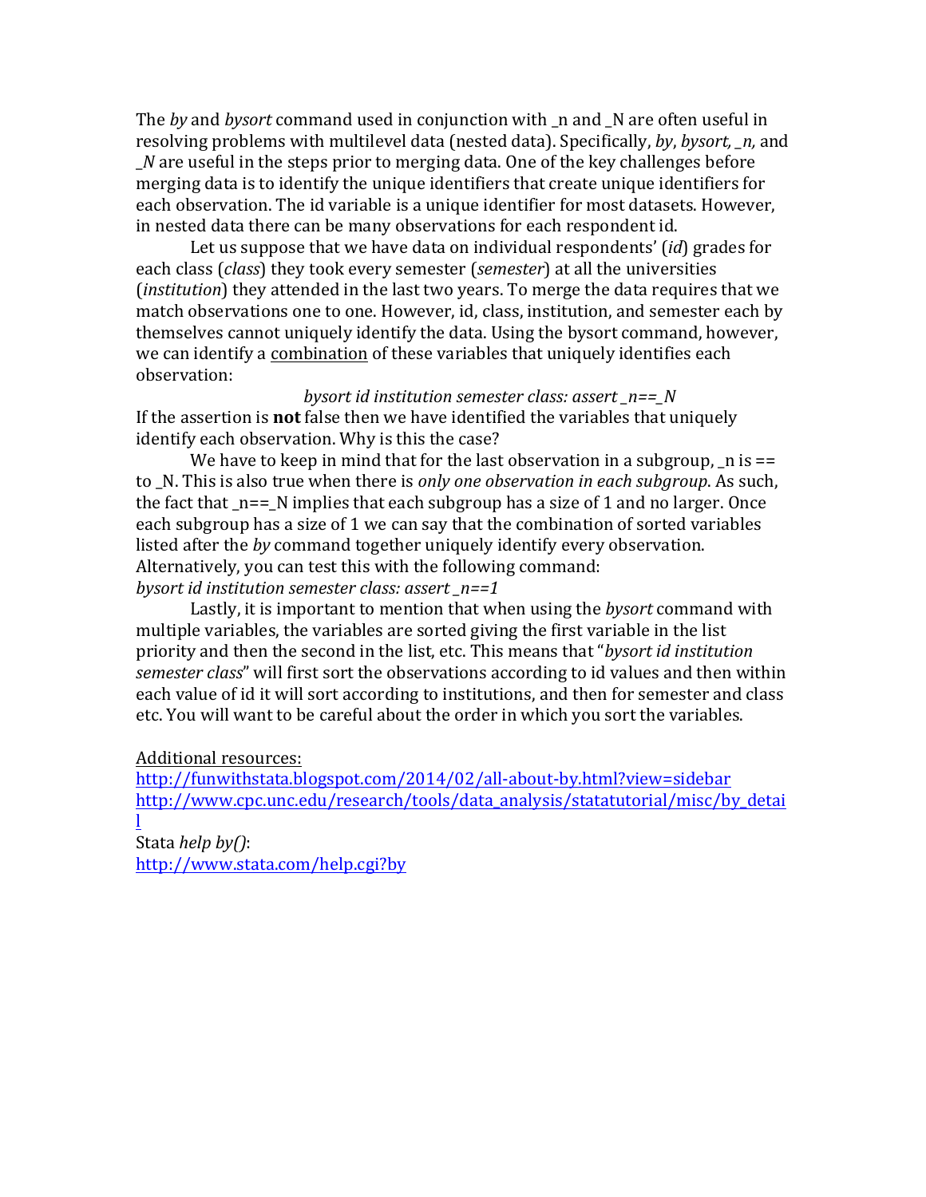The *by* and *bysort* command used in conjunction with _n and _N are often useful in resolving problems with multilevel data (nested data). Specifically, *by*, *bysort, _n,* and *_N* are useful in the steps prior to merging data. One of the key challenges before merging data is to identify the unique identifiers that create unique identifiers for each observation. The id variable is a unique identifier for most datasets. However, in nested data there can be many observations for each respondent id.

Let us suppose that we have data on individual respondents' (*id*) grades for each class (*class*) they took every semester (*semester*) at all the universities (*institution*) they attended in the last two years. To merge the data requires that we match observations one to one. However, id, class, institution, and semester each by themselves cannot uniquely identify the data. Using the bysort command, however, we can identify a combination of these variables that uniquely identifies each observation:

*bysort id institution semester class: assert _n==_N*

If the assertion is **not** false then we have identified the variables that uniquely identify each observation. Why is this the case?

We have to keep in mind that for the last observation in a subgroup, _n is == to _N. This is also true when there is *only one observation in each subgroup*. As such, the fact that _n==_N implies that each subgroup has a size of 1 and no larger. Once each subgroup has a size of 1 we can say that the combination of sorted variables listed after the *by* command together uniquely identify every observation. Alternatively, you can test this with the following command:
*bysort id institution semester class: assert _n==1*

Lastly, it is important to mention that when using the *bysort* command with multiple variables, the variables are sorted giving the first variable in the list priority and then the second in the list, etc. This means that "*bysort id institution semester class*" will first sort the observations according to id values and then within each value of id it will sort according to institutions, and then for semester and class etc. You will want to be careful about the order in which you sort the variables.

Additional resources:
http://funwithstata.blogspot.com/2014/02/all-about-by.html?view=sidebar
http://www.cpc.unc.edu/research/tools/data_analysis/statatutorial/misc/by_detail
Stata *help by()*:
http://www.stata.com/help.cgi?by